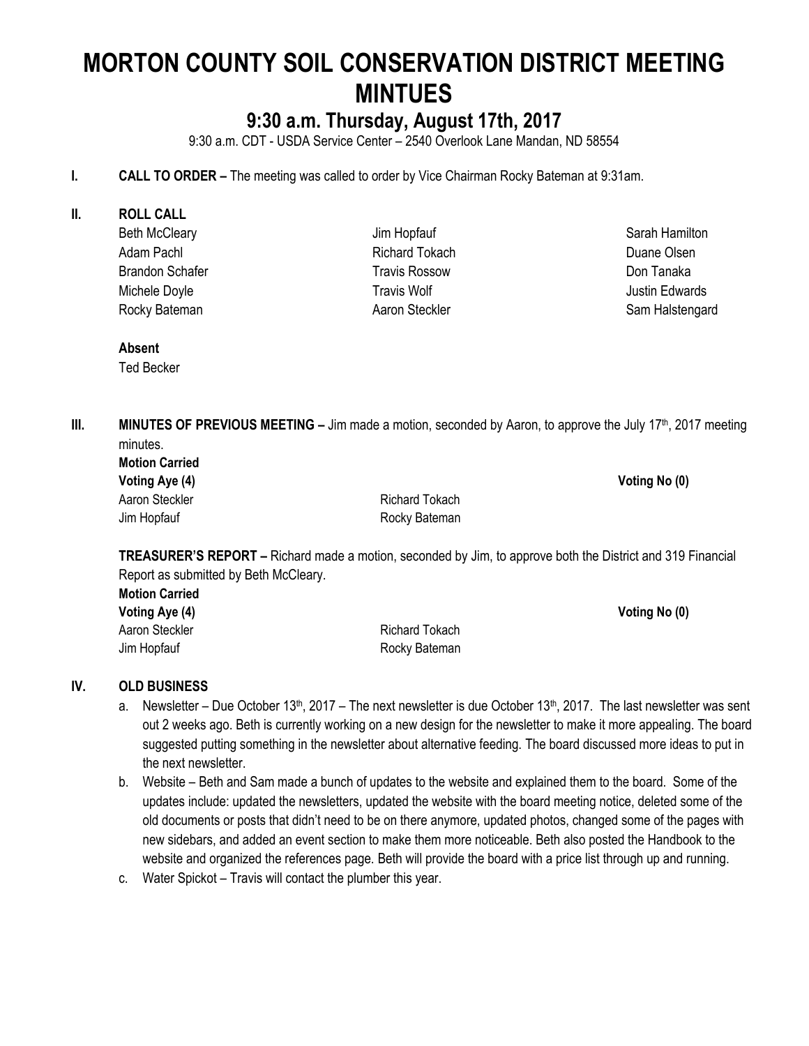# MORTON COUNTY SOIL CONSERVATION DISTRICT MEETING MINTUES

## 9:30 a.m. Thursday, August 17th, 2017

9:30 a.m. CDT - USDA Service Center – 2540 Overlook Lane Mandan, ND 58554

**I. CALL TO ORDER –** The meeting was called to order by Vice Chairman Rocky Bateman at 9:31am.

**II. ROLL CALL**

| | | |
|---|---|---|
| Beth McCleary | Jim Hopfauf | Sarah Hamilton |
| Adam Pachl | Richard Tokach | Duane Olsen |
| Brandon Schafer | Travis Rossow | Don Tanaka |
| Michele Doyle | Travis Wolf | Justin Edwards |
| Rocky Bateman | Aaron Steckler | Sam Halstengard |

**Absent**

Ted Becker

**III. MINUTES OF PREVIOUS MEETING –** Jim made a motion, seconded by Aaron, to approve the July 17th, 2017 meeting minutes.

**Motion Carried**

| **Voting Aye (4)** | | **Voting No (0)** |
|---|---|---|
| Aaron Steckler | Richard Tokach | |
| Jim Hopfauf | Rocky Bateman | |

**TREASURER'S REPORT –** Richard made a motion, seconded by Jim, to approve both the District and 319 Financial Report as submitted by Beth McCleary.

**Motion Carried**

| **Voting Aye (4)** | | **Voting No (0)** |
|---|---|---|
| Aaron Steckler | Richard Tokach | |
| Jim Hopfauf | Rocky Bateman | |

**IV. OLD BUSINESS**

a. Newsletter – Due October 13th, 2017 – The next newsletter is due October 13th, 2017. The last newsletter was sent out 2 weeks ago. Beth is currently working on a new design for the newsletter to make it more appealing. The board suggested putting something in the newsletter about alternative feeding. The board discussed more ideas to put in the next newsletter.

b. Website – Beth and Sam made a bunch of updates to the website and explained them to the board. Some of the updates include: updated the newsletters, updated the website with the board meeting notice, deleted some of the old documents or posts that didn't need to be on there anymore, updated photos, changed some of the pages with new sidebars, and added an event section to make them more noticeable. Beth also posted the Handbook to the website and organized the references page. Beth will provide the board with a price list through up and running.

c. Water Spickot – Travis will contact the plumber this year.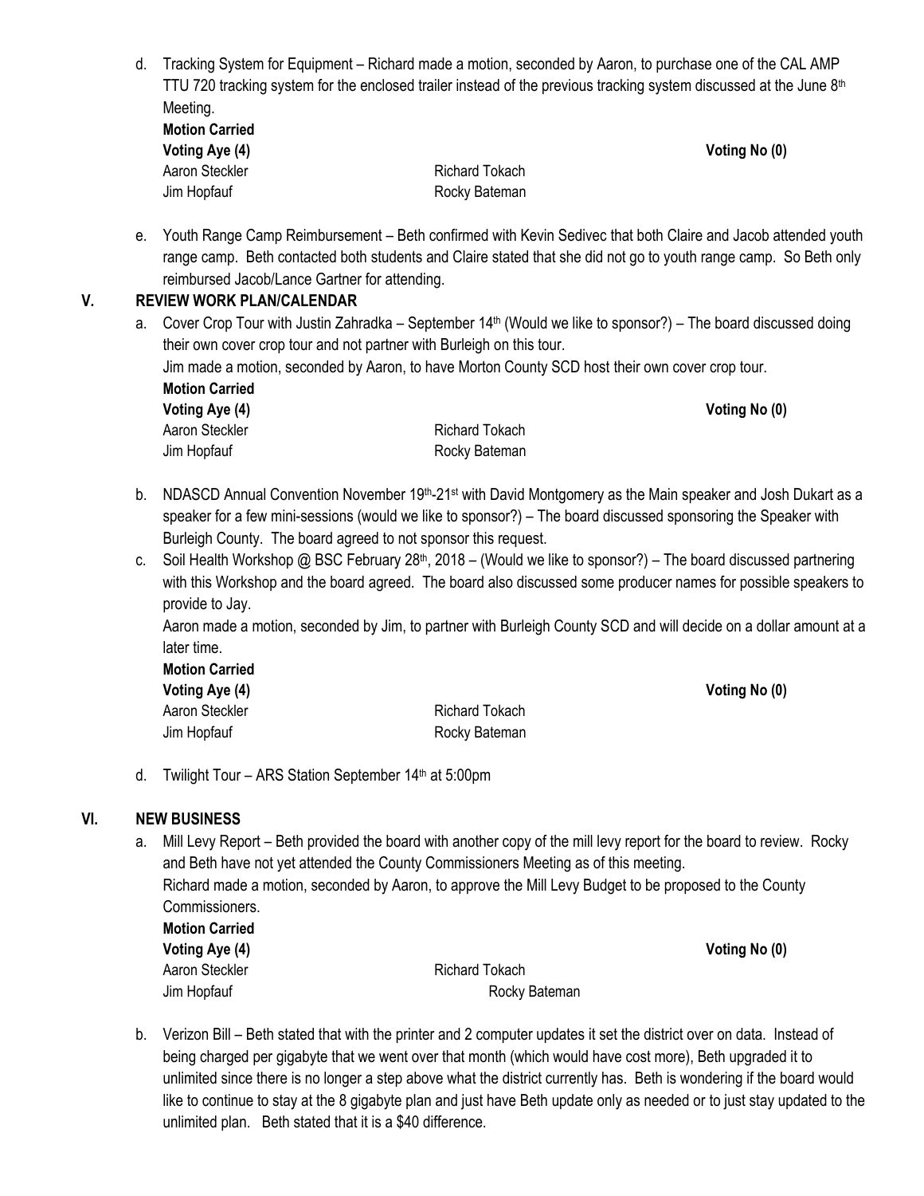d. Tracking System for Equipment – Richard made a motion, seconded by Aaron, to purchase one of the CAL AMP TTU 720 tracking system for the enclosed trailer instead of the previous tracking system discussed at the June 8th Meeting.

**Motion Carried**

| **Voting Aye (4)** | | **Voting No (0)** |
|---|---|---|
| Aaron Steckler | Richard Tokach | |
| Jim Hopfauf | Rocky Bateman | |

e. Youth Range Camp Reimbursement – Beth confirmed with Kevin Sedivec that both Claire and Jacob attended youth range camp. Beth contacted both students and Claire stated that she did not go to youth range camp. So Beth only reimbursed Jacob/Lance Gartner for attending.

## V. REVIEW WORK PLAN/CALENDAR

a. Cover Crop Tour with Justin Zahradka – September 14th (Would we like to sponsor?) – The board discussed doing their own cover crop tour and not partner with Burleigh on this tour.

Jim made a motion, seconded by Aaron, to have Morton County SCD host their own cover crop tour.

**Motion Carried**

| **Voting Aye (4)** | | **Voting No (0)** |
|---|---|---|
| Aaron Steckler | Richard Tokach | |
| Jim Hopfauf | Rocky Bateman | |

b. NDASCD Annual Convention November 19th-21st with David Montgomery as the Main speaker and Josh Dukart as a speaker for a few mini-sessions (would we like to sponsor?) – The board discussed sponsoring the Speaker with Burleigh County. The board agreed to not sponsor this request.

c. Soil Health Workshop @ BSC February 28th, 2018 – (Would we like to sponsor?) – The board discussed partnering with this Workshop and the board agreed. The board also discussed some producer names for possible speakers to provide to Jay.

Aaron made a motion, seconded by Jim, to partner with Burleigh County SCD and will decide on a dollar amount at a later time.

**Motion Carried**

| **Voting Aye (4)** | | **Voting No (0)** |
|---|---|---|
| Aaron Steckler | Richard Tokach | |
| Jim Hopfauf | Rocky Bateman | |

d. Twilight Tour – ARS Station September 14th at 5:00pm

## VI. NEW BUSINESS

a. Mill Levy Report – Beth provided the board with another copy of the mill levy report for the board to review. Rocky and Beth have not yet attended the County Commissioners Meeting as of this meeting.

Richard made a motion, seconded by Aaron, to approve the Mill Levy Budget to be proposed to the County Commissioners.

**Motion Carried**

| **Voting Aye (4)** | | **Voting No (0)** |
|---|---|---|
| Aaron Steckler | Richard Tokach | |
| Jim Hopfauf | Rocky Bateman | |

b. Verizon Bill – Beth stated that with the printer and 2 computer updates it set the district over on data. Instead of being charged per gigabyte that we went over that month (which would have cost more), Beth upgraded it to unlimited since there is no longer a step above what the district currently has. Beth is wondering if the board would like to continue to stay at the 8 gigabyte plan and just have Beth update only as needed or to just stay updated to the unlimited plan. Beth stated that it is a $40 difference.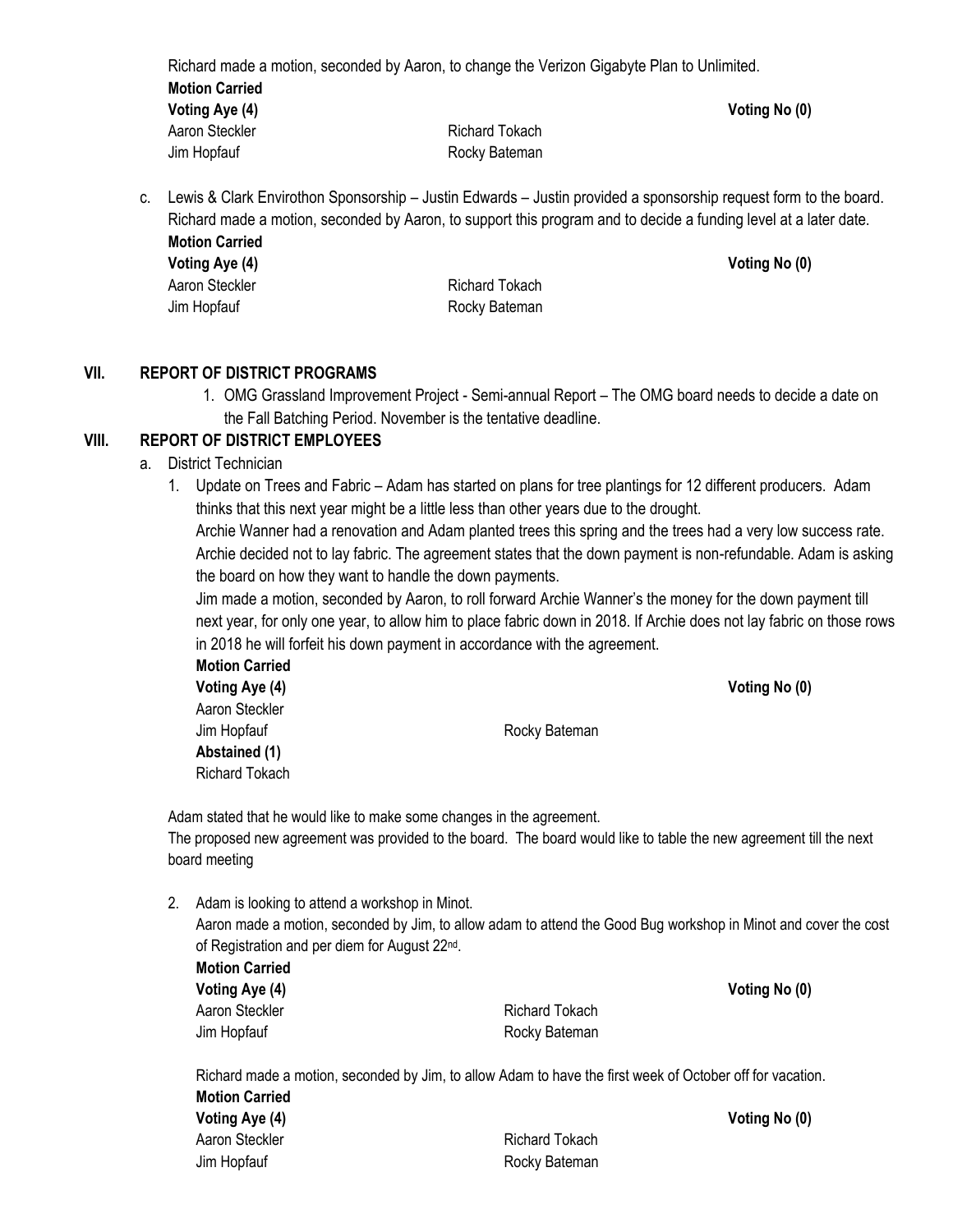Richard made a motion, seconded by Aaron, to change the Verizon Gigabyte Plan to Unlimited.

**Motion Carried**

| **Voting Aye (4)** | | **Voting No (0)** |
|---|---|---|
| Aaron Steckler | Richard Tokach | |
| Jim Hopfauf | Rocky Bateman | |

c. Lewis & Clark Envirothon Sponsorship – Justin Edwards – Justin provided a sponsorship request form to the board. Richard made a motion, seconded by Aaron, to support this program and to decide a funding level at a later date.

**Motion Carried**

| **Voting Aye (4)** | | **Voting No (0)** |
|---|---|---|
| Aaron Steckler | Richard Tokach | |
| Jim Hopfauf | Rocky Bateman | |

## VII. REPORT OF DISTRICT PROGRAMS

1. OMG Grassland Improvement Project - Semi-annual Report – The OMG board needs to decide a date on the Fall Batching Period. November is the tentative deadline.

## VIII. REPORT OF DISTRICT EMPLOYEES

a. District Technician

1. Update on Trees and Fabric – Adam has started on plans for tree plantings for 12 different producers. Adam thinks that this next year might be a little less than other years due to the drought.

   Archie Wanner had a renovation and Adam planted trees this spring and the trees had a very low success rate. Archie decided not to lay fabric. The agreement states that the down payment is non-refundable. Adam is asking the board on how they want to handle the down payments.

   Jim made a motion, seconded by Aaron, to roll forward Archie Wanner's the money for the down payment till next year, for only one year, to allow him to place fabric down in 2018. If Archie does not lay fabric on those rows in 2018 he will forfeit his down payment in accordance with the agreement.

   **Motion Carried**

   | **Voting Aye (4)** | | **Voting No (0)** |
   |---|---|---|
   | Aaron Steckler | | |
   | Jim Hopfauf | Rocky Bateman | |
   | **Abstained (1)** | | |
   | Richard Tokach | | |

   Adam stated that he would like to make some changes in the agreement.

   The proposed new agreement was provided to the board. The board would like to table the new agreement till the next board meeting

2. Adam is looking to attend a workshop in Minot.

   Aaron made a motion, seconded by Jim, to allow adam to attend the Good Bug workshop in Minot and cover the cost of Registration and per diem for August 22nd.

   **Motion Carried**

   | **Voting Aye (4)** | | **Voting No (0)** |
   |---|---|---|
   | Aaron Steckler | Richard Tokach | |
   | Jim Hopfauf | Rocky Bateman | |

   Richard made a motion, seconded by Jim, to allow Adam to have the first week of October off for vacation.

   **Motion Carried**

   | **Voting Aye (4)** | | **Voting No (0)** |
   |---|---|---|
   | Aaron Steckler | Richard Tokach | |
   | Jim Hopfauf | Rocky Bateman | |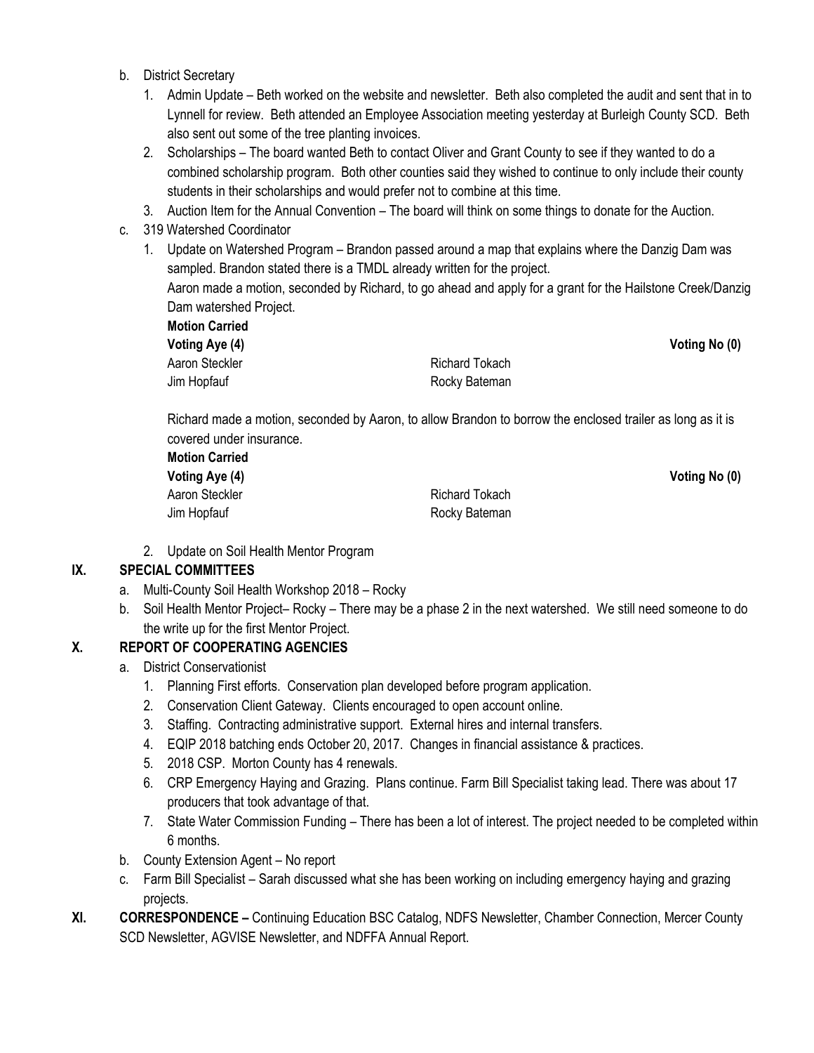b. District Secretary
   1. Admin Update – Beth worked on the website and newsletter. Beth also completed the audit and sent that in to Lynnell for review. Beth attended an Employee Association meeting yesterday at Burleigh County SCD. Beth also sent out some of the tree planting invoices.
   2. Scholarships – The board wanted Beth to contact Oliver and Grant County to see if they wanted to do a combined scholarship program. Both other counties said they wished to continue to only include their county students in their scholarships and would prefer not to combine at this time.
   3. Auction Item for the Annual Convention – The board will think on some things to donate for the Auction.

c. 319 Watershed Coordinator
   1. Update on Watershed Program – Brandon passed around a map that explains where the Danzig Dam was sampled. Brandon stated there is a TMDL already written for the project.

      Aaron made a motion, seconded by Richard, to go ahead and apply for a grant for the Hailstone Creek/Danzig Dam watershed Project.

      **Motion Carried**

      | **Voting Aye (4)** | | **Voting No (0)** |
      |---|---|---|
      | Aaron Steckler | Richard Tokach | |
      | Jim Hopfauf | Rocky Bateman | |

      Richard made a motion, seconded by Aaron, to allow Brandon to borrow the enclosed trailer as long as it is covered under insurance.

      **Motion Carried**

      | **Voting Aye (4)** | | **Voting No (0)** |
      |---|---|---|
      | Aaron Steckler | Richard Tokach | |
      | Jim Hopfauf | Rocky Bateman | |

   2. Update on Soil Health Mentor Program

## IX. SPECIAL COMMITTEES

a. Multi-County Soil Health Workshop 2018 – Rocky
b. Soil Health Mentor Project– Rocky – There may be a phase 2 in the next watershed. We still need someone to do the write up for the first Mentor Project.

## X. REPORT OF COOPERATING AGENCIES

a. District Conservationist
   1. Planning First efforts. Conservation plan developed before program application.
   2. Conservation Client Gateway. Clients encouraged to open account online.
   3. Staffing. Contracting administrative support. External hires and internal transfers.
   4. EQIP 2018 batching ends October 20, 2017. Changes in financial assistance & practices.
   5. 2018 CSP. Morton County has 4 renewals.
   6. CRP Emergency Haying and Grazing. Plans continue. Farm Bill Specialist taking lead. There was about 17 producers that took advantage of that.
   7. State Water Commission Funding – There has been a lot of interest. The project needed to be completed within 6 months.

b. County Extension Agent – No report
c. Farm Bill Specialist – Sarah discussed what she has been working on including emergency haying and grazing projects.

## XI. CORRESPONDENCE – 

Continuing Education BSC Catalog, NDFS Newsletter, Chamber Connection, Mercer County SCD Newsletter, AGVISE Newsletter, and NDFFA Annual Report.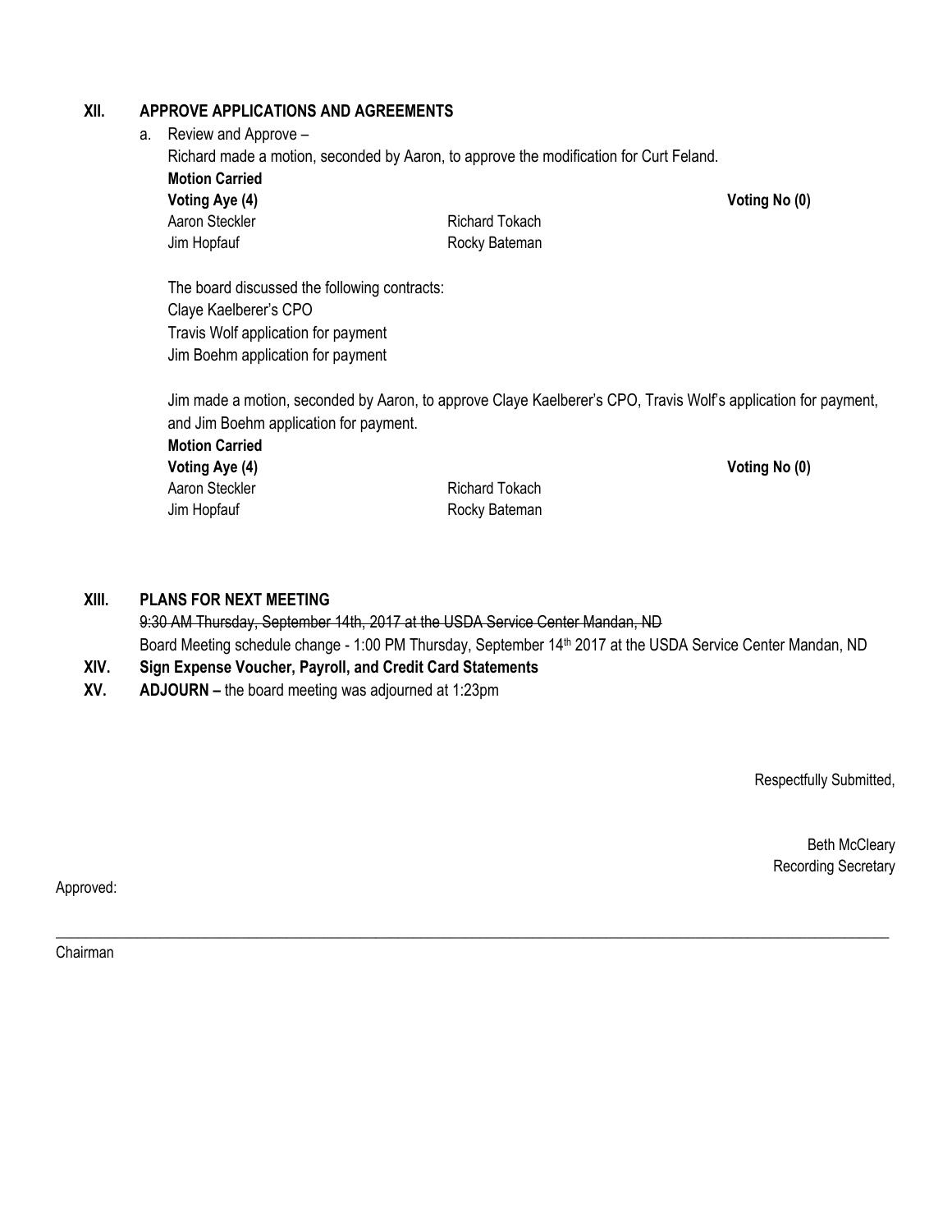## XII. APPROVE APPLICATIONS AND AGREEMENTS

a. Review and Approve –

Richard made a motion, seconded by Aaron, to approve the modification for Curt Feland.

**Motion Carried**

| **Voting Aye (4)** | | **Voting No (0)** |
|---|---|---|
| Aaron Steckler | Richard Tokach | |
| Jim Hopfauf | Rocky Bateman | |

The board discussed the following contracts:

Claye Kaelberer's CPO

Travis Wolf application for payment

Jim Boehm application for payment

Jim made a motion, seconded by Aaron, to approve Claye Kaelberer's CPO, Travis Wolf's application for payment, and Jim Boehm application for payment.

**Motion Carried**

| **Voting Aye (4)** | | **Voting No (0)** |
|---|---|---|
| Aaron Steckler | Richard Tokach | |
| Jim Hopfauf | Rocky Bateman | |

## XIII. PLANS FOR NEXT MEETING

~~9:30 AM Thursday, September 14th, 2017 at the USDA Service Center Mandan, ND~~

Board Meeting schedule change - 1:00 PM Thursday, September 14th 2017 at the USDA Service Center Mandan, ND

## XIV. Sign Expense Voucher, Payroll, and Credit Card Statements

## XV. ADJOURN – the board meeting was adjourned at 1:23pm

Respectfully Submitted,

Beth McCleary
Recording Secretary

Approved:

_______________________________________________

Chairman